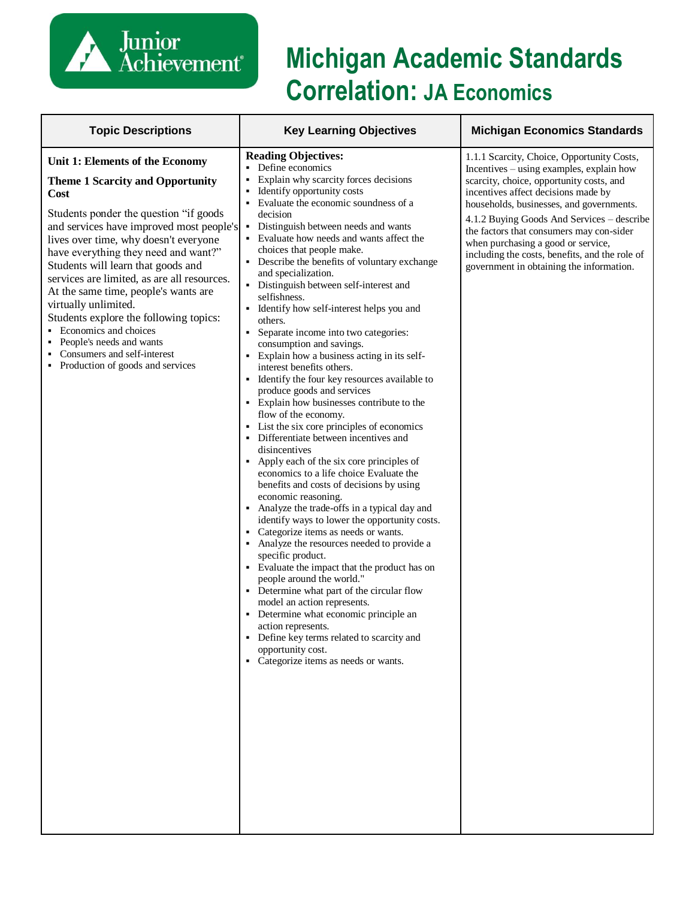# Michigan Academic Standards Correlation: JA Economics

| Topic Descriptions | Key Learning Objectives | Michigan Economics Standards |
|---|---|---|
| **Unit 1: Elements of the Economy**<br><br>**Theme 1 Scarcity and Opportunity Cost**<br><br>Students ponder the question "if goods and services have improved most people's lives over time, why doesn't everyone have everything they need and want?" Students will learn that goods and services are limited, as are all resources. At the same time, people's wants are virtually unlimited.<br>Students explore the following topics:<br>▪ Economics and choices<br>▪ People's needs and wants<br>▪ Consumers and self-interest<br>▪ Production of goods and services | **Reading Objectives:**<br>▪ Define economics<br>▪ Explain why scarcity forces decisions<br>▪ Identify opportunity costs<br>▪ Evaluate the economic soundness of a decision<br>▪ Distinguish between needs and wants<br>▪ Evaluate how needs and wants affect the choices that people make.<br>▪ Describe the benefits of voluntary exchange and specialization.<br>▪ Distinguish between self-interest and selfishness.<br>▪ Identify how self-interest helps you and others.<br>▪ Separate income into two categories: consumption and savings.<br>▪ Explain how a business acting in its self-interest benefits others.<br>▪ Identify the four key resources available to produce goods and services<br>▪ Explain how businesses contribute to the flow of the economy.<br>▪ List the six core principles of economics<br>▪ Differentiate between incentives and disincentives<br>▪ Apply each of the six core principles of economics to a life choice Evaluate the benefits and costs of decisions by using economic reasoning.<br>▪ Analyze the trade-offs in a typical day and identify ways to lower the opportunity costs.<br>▪ Categorize items as needs or wants.<br>▪ Analyze the resources needed to provide a specific product.<br>▪ Evaluate the impact that the product has on people around the world."<br>▪ Determine what part of the circular flow model an action represents.<br>▪ Determine what economic principle an action represents.<br>▪ Define key terms related to scarcity and opportunity cost.<br>▪ Categorize items as needs or wants. | 1.1.1 Scarcity, Choice, Opportunity Costs, Incentives – using examples, explain how scarcity, choice, opportunity costs, and incentives affect decisions made by households, businesses, and governments.<br><br>4.1.2 Buying Goods And Services – describe the factors that consumers may con-sider when purchasing a good or service, including the costs, benefits, and the role of government in obtaining the information. |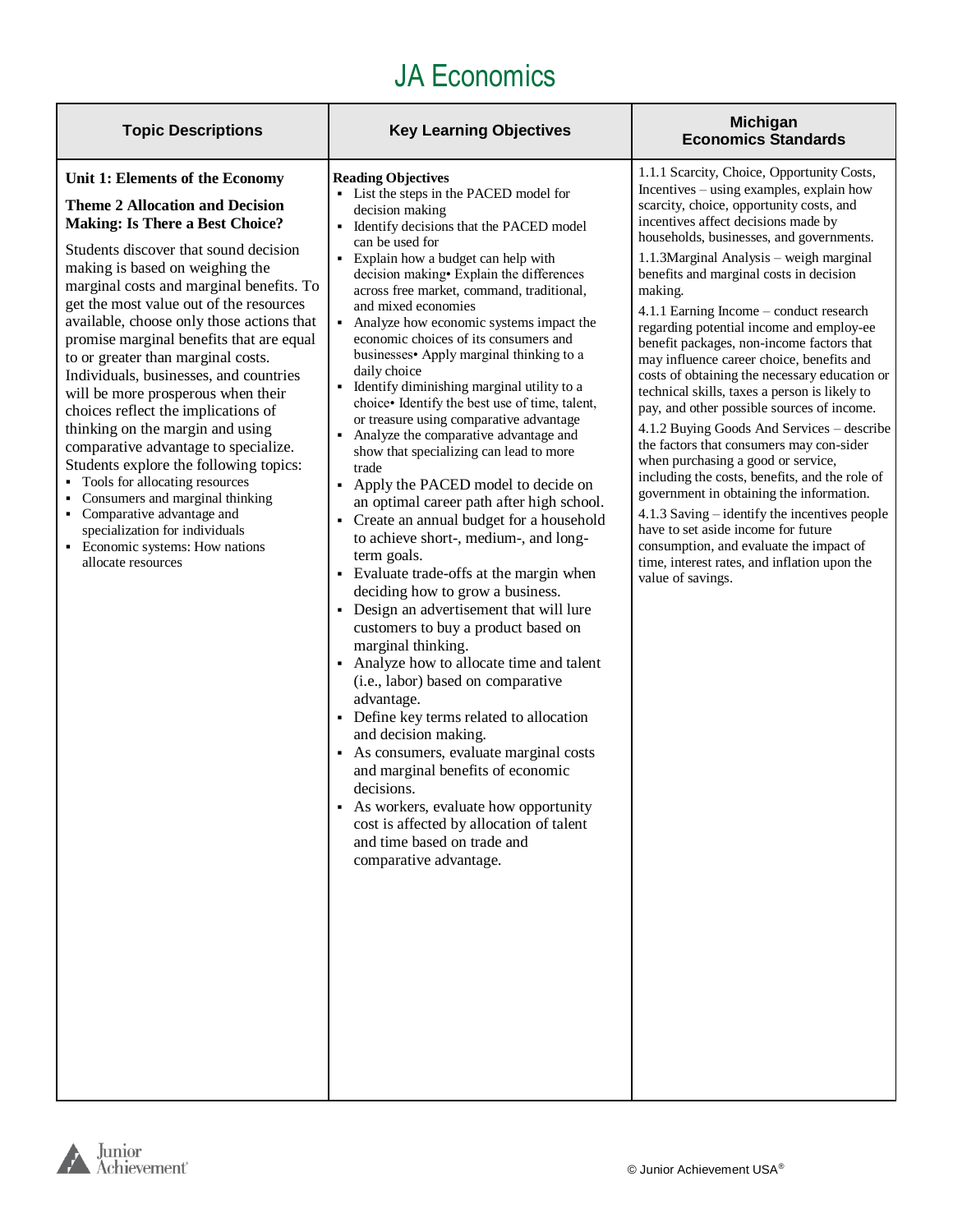# JA Economics

| Topic Descriptions | Key Learning Objectives | Michigan Economics Standards |
|---|---|---|
| **Unit 1: Elements of the Economy**<br><br>**Theme 2 Allocation and Decision Making: Is There a Best Choice?**<br><br>Students discover that sound decision making is based on weighing the marginal costs and marginal benefits. To get the most value out of the resources available, choose only those actions that promise marginal benefits that are equal to or greater than marginal costs. Individuals, businesses, and countries will be more prosperous when their choices reflect the implications of thinking on the margin and using comparative advantage to specialize. Students explore the following topics:<br>▪ Tools for allocating resources<br>▪ Consumers and marginal thinking<br>▪ Comparative advantage and specialization for individuals<br>▪ Economic systems: How nations allocate resources | **Reading Objectives**<br>▪ List the steps in the PACED model for decision making<br>▪ Identify decisions that the PACED model can be used for<br>▪ Explain how a budget can help with decision making• Explain the differences across free market, command, traditional, and mixed economies<br>▪ Analyze how economic systems impact the economic choices of its consumers and businesses• Apply marginal thinking to a daily choice<br>▪ Identify diminishing marginal utility to a choice• Identify the best use of time, talent, or treasure using comparative advantage<br>▪ Analyze the comparative advantage and show that specializing can lead to more trade<br>▪ Apply the PACED model to decide on an optimal career path after high school.<br>▪ Create an annual budget for a household to achieve short-, medium-, and long-term goals.<br>▪ Evaluate trade-offs at the margin when deciding how to grow a business.<br>▪ Design an advertisement that will lure customers to buy a product based on marginal thinking.<br>▪ Analyze how to allocate time and talent (i.e., labor) based on comparative advantage.<br>▪ Define key terms related to allocation and decision making.<br>▪ As consumers, evaluate marginal costs and marginal benefits of economic decisions.<br>▪ As workers, evaluate how opportunity cost is affected by allocation of talent and time based on trade and comparative advantage. | 1.1.1 Scarcity, Choice, Opportunity Costs, Incentives – using examples, explain how scarcity, choice, opportunity costs, and incentives affect decisions made by households, businesses, and governments.<br><br>1.1.3Marginal Analysis – weigh marginal benefits and marginal costs in decision making.<br><br>4.1.1 Earning Income – conduct research regarding potential income and employ-ee benefit packages, non-income factors that may influence career choice, benefits and costs of obtaining the necessary education or technical skills, taxes a person is likely to pay, and other possible sources of income.<br><br>4.1.2 Buying Goods And Services – describe the factors that consumers may con-sider when purchasing a good or service, including the costs, benefits, and the role of government in obtaining the information.<br><br>4.1.3 Saving – identify the incentives people have to set aside income for future consumption, and evaluate the impact of time, interest rates, and inflation upon the value of savings. |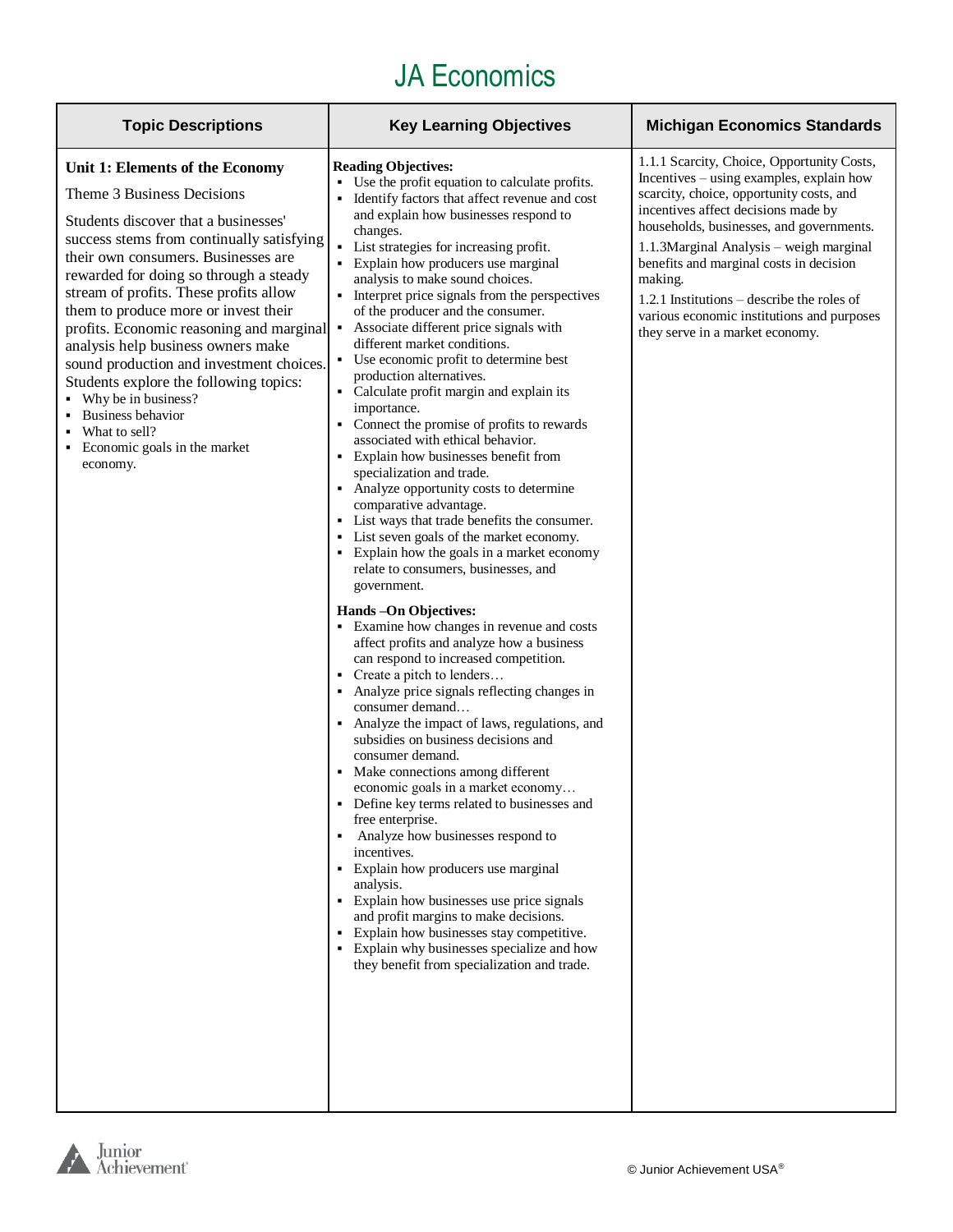# JA Economics

| Topic Descriptions | Key Learning Objectives | Michigan Economics Standards |
|---|---|---|
| **Unit 1: Elements of the Economy**<br><br>Theme 3 Business Decisions<br><br>Students discover that a businesses' success stems from continually satisfying their own consumers. Businesses are rewarded for doing so through a steady stream of profits. These profits allow them to produce more or invest their profits. Economic reasoning and marginal analysis help business owners make sound production and investment choices. Students explore the following topics:<br>▪ Why be in business?<br>▪ Business behavior<br>▪ What to sell?<br>▪ Economic goals in the market economy. | **Reading Objectives:**<br>▪ Use the profit equation to calculate profits.<br>▪ Identify factors that affect revenue and cost and explain how businesses respond to changes.<br>▪ List strategies for increasing profit.<br>▪ Explain how producers use marginal analysis to make sound choices.<br>▪ Interpret price signals from the perspectives of the producer and the consumer.<br>▪ Associate different price signals with different market conditions.<br>▪ Use economic profit to determine best production alternatives.<br>▪ Calculate profit margin and explain its importance.<br>▪ Connect the promise of profits to rewards associated with ethical behavior.<br>▪ Explain how businesses benefit from specialization and trade.<br>▪ Analyze opportunity costs to determine comparative advantage.<br>▪ List ways that trade benefits the consumer.<br>▪ List seven goals of the market economy.<br>▪ Explain how the goals in a market economy relate to consumers, businesses, and government.<br><br>**Hands –On Objectives:**<br>▪ Examine how changes in revenue and costs affect profits and analyze how a business can respond to increased competition.<br>▪ Create a pitch to lenders…<br>▪ Analyze price signals reflecting changes in consumer demand…<br>▪ Analyze the impact of laws, regulations, and subsidies on business decisions and consumer demand.<br>▪ Make connections among different economic goals in a market economy…<br>▪ Define key terms related to businesses and free enterprise.<br>▪ Analyze how businesses respond to incentives.<br>▪ Explain how producers use marginal analysis.<br>▪ Explain how businesses use price signals and profit margins to make decisions.<br>▪ Explain how businesses stay competitive.<br>▪ Explain why businesses specialize and how they benefit from specialization and trade. | 1.1.1 Scarcity, Choice, Opportunity Costs, Incentives – using examples, explain how scarcity, choice, opportunity costs, and incentives affect decisions made by households, businesses, and governments.<br><br>1.1.3Marginal Analysis – weigh marginal benefits and marginal costs in decision making.<br><br>1.2.1 Institutions – describe the roles of various economic institutions and purposes they serve in a market economy. |

© Junior Achievement USA®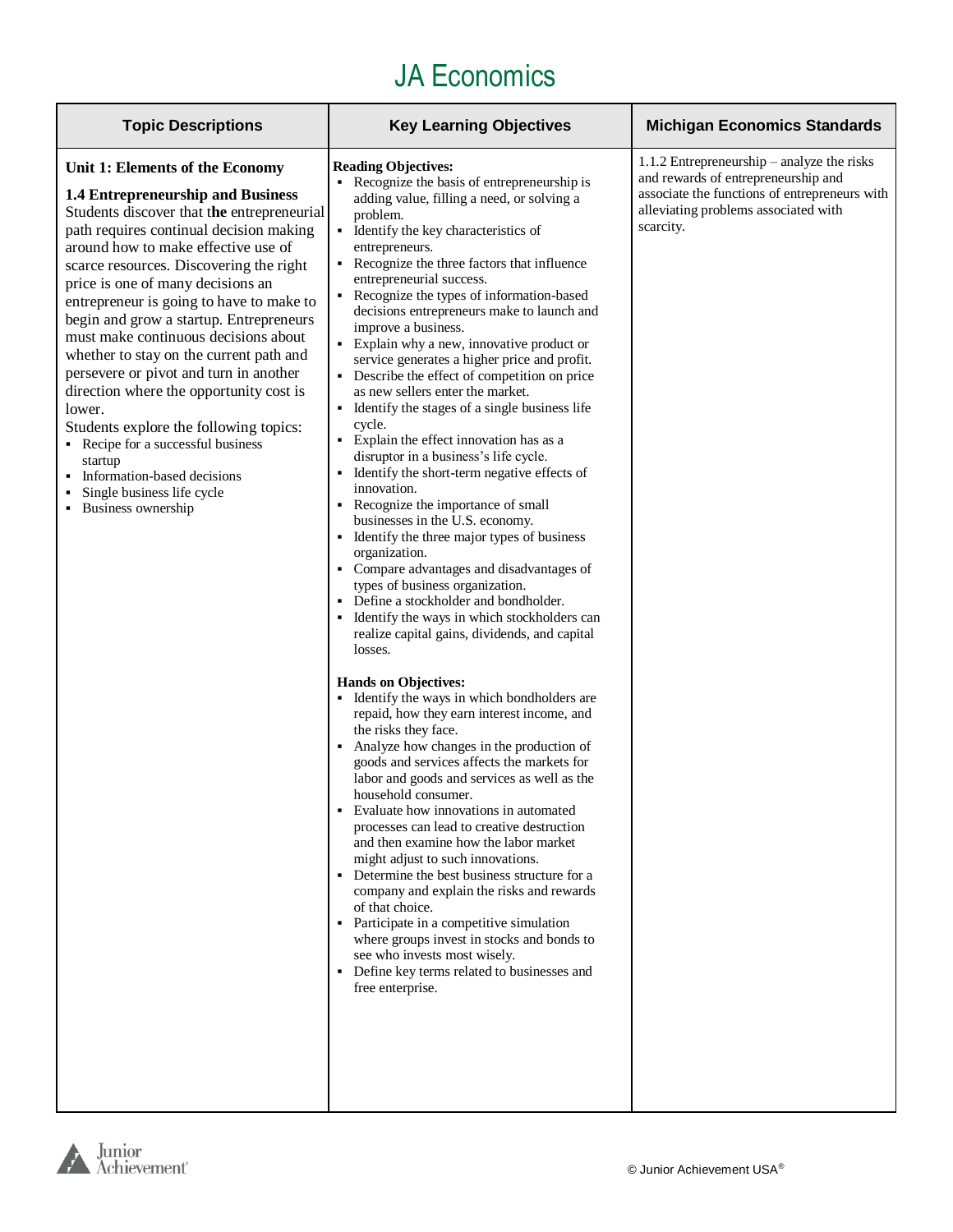# JA Economics

| Topic Descriptions | Key Learning Objectives | Michigan Economics Standards |
|---|---|---|
| **Unit 1: Elements of the Economy**<br><br>**1.4 Entrepreneurship and Business**<br>Students discover that the entrepreneurial path requires continual decision making around how to make effective use of scarce resources. Discovering the right price is one of many decisions an entrepreneur is going to have to make to begin and grow a startup. Entrepreneurs must make continuous decisions about whether to stay on the current path and persevere or pivot and turn in another direction where the opportunity cost is lower.<br>Students explore the following topics:<br>▪ Recipe for a successful business startup<br>▪ Information-based decisions<br>▪ Single business life cycle<br>▪ Business ownership | **Reading Objectives:**<br>▪ Recognize the basis of entrepreneurship is adding value, filling a need, or solving a problem.<br>▪ Identify the key characteristics of entrepreneurs.<br>▪ Recognize the three factors that influence entrepreneurial success.<br>▪ Recognize the types of information-based decisions entrepreneurs make to launch and improve a business.<br>▪ Explain why a new, innovative product or service generates a higher price and profit.<br>▪ Describe the effect of competition on price as new sellers enter the market.<br>▪ Identify the stages of a single business life cycle.<br>▪ Explain the effect innovation has as a disruptor in a business's life cycle.<br>▪ Identify the short-term negative effects of innovation.<br>▪ Recognize the importance of small businesses in the U.S. economy.<br>▪ Identify the three major types of business organization.<br>▪ Compare advantages and disadvantages of types of business organization.<br>▪ Define a stockholder and bondholder.<br>▪ Identify the ways in which stockholders can realize capital gains, dividends, and capital losses.<br><br>**Hands on Objectives:**<br>▪ Identify the ways in which bondholders are repaid, how they earn interest income, and the risks they face.<br>▪ Analyze how changes in the production of goods and services affects the markets for labor and goods and services as well as the household consumer.<br>▪ Evaluate how innovations in automated processes can lead to creative destruction and then examine how the labor market might adjust to such innovations.<br>▪ Determine the best business structure for a company and explain the risks and rewards of that choice.<br>▪ Participate in a competitive simulation where groups invest in stocks and bonds to see who invests most wisely.<br>▪ Define key terms related to businesses and free enterprise. | 1.1.2 Entrepreneurship – analyze the risks and rewards of entrepreneurship and associate the functions of entrepreneurs with alleviating problems associated with scarcity. |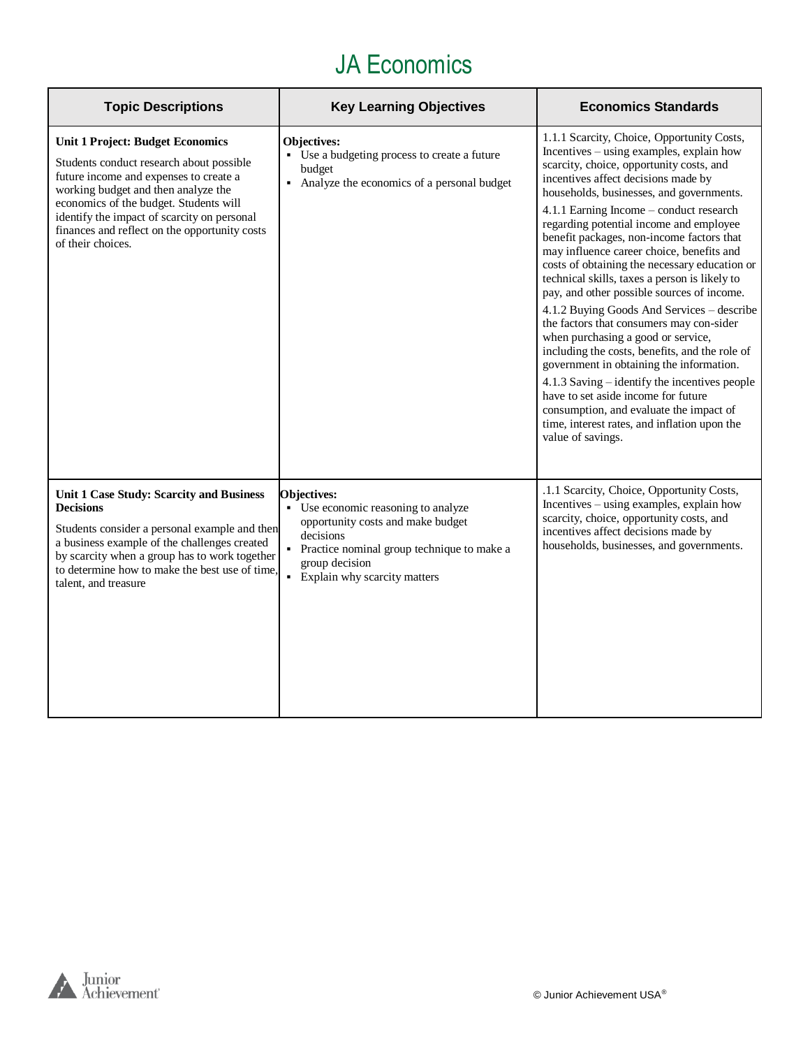# JA Economics

| Topic Descriptions | Key Learning Objectives | Economics Standards |
|---|---|---|
| **Unit 1 Project: Budget Economics**<br><br>Students conduct research about possible future income and expenses to create a working budget and then analyze the economics of the budget. Students will identify the impact of scarcity on personal finances and reflect on the opportunity costs of their choices. | **Objectives:**<br>▪ Use a budgeting process to create a future budget<br>▪ Analyze the economics of a personal budget | 1.1.1 Scarcity, Choice, Opportunity Costs, Incentives – using examples, explain how scarcity, choice, opportunity costs, and incentives affect decisions made by households, businesses, and governments.<br><br>4.1.1 Earning Income – conduct research regarding potential income and employee benefit packages, non-income factors that may influence career choice, benefits and costs of obtaining the necessary education or technical skills, taxes a person is likely to pay, and other possible sources of income.<br><br>4.1.2 Buying Goods And Services – describe the factors that consumers may con-sider when purchasing a good or service, including the costs, benefits, and the role of government in obtaining the information.<br><br>4.1.3 Saving – identify the incentives people have to set aside income for future consumption, and evaluate the impact of time, interest rates, and inflation upon the value of savings. |
| **Unit 1 Case Study: Scarcity and Business Decisions**<br><br>Students consider a personal example and then a business example of the challenges created by scarcity when a group has to work together to determine how to make the best use of time, talent, and treasure | **Objectives:**<br>▪ Use economic reasoning to analyze opportunity costs and make budget decisions<br>▪ Practice nominal group technique to make a group decision<br>▪ Explain why scarcity matters | .1.1 Scarcity, Choice, Opportunity Costs, Incentives – using examples, explain how scarcity, choice, opportunity costs, and incentives affect decisions made by households, businesses, and governments. |

© Junior Achievement USA®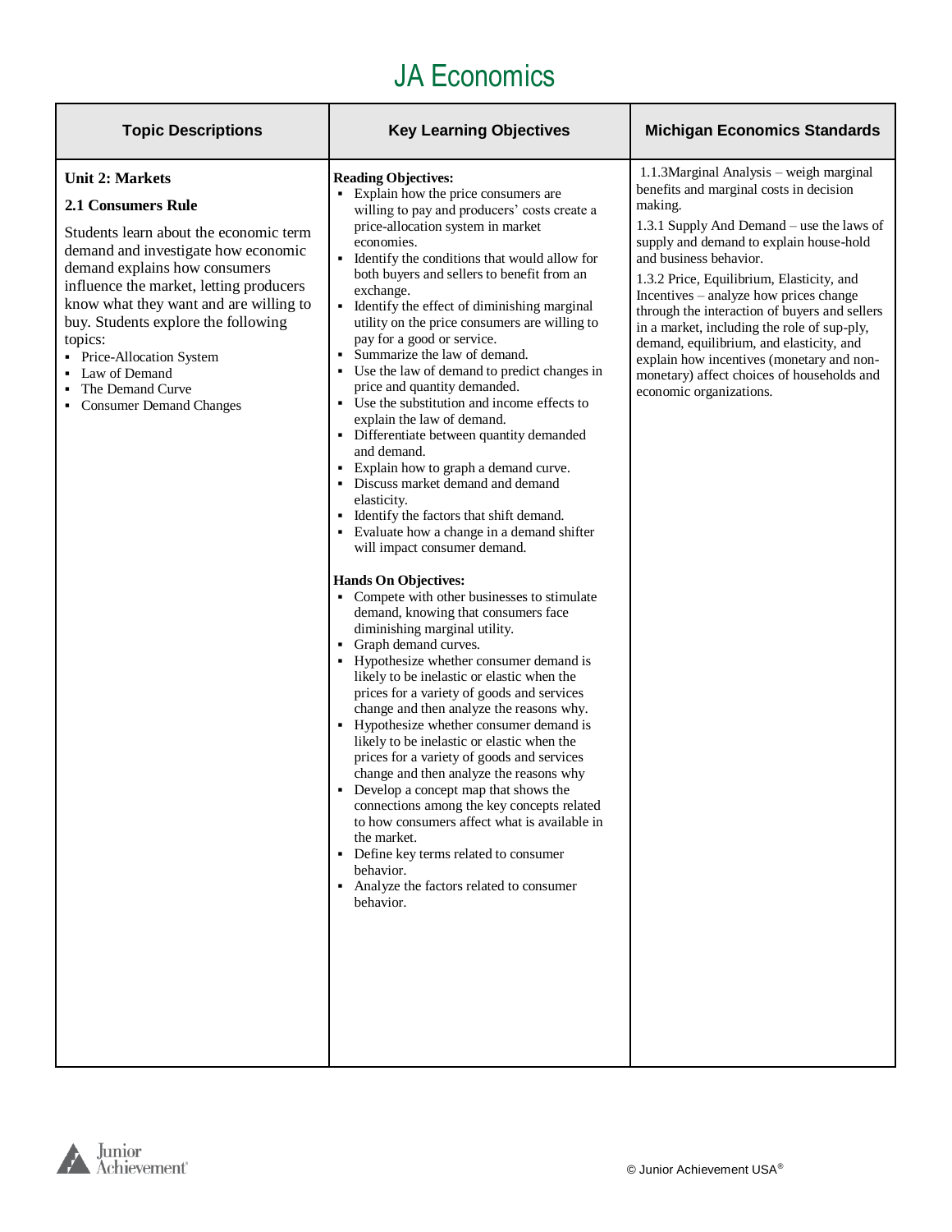# JA Economics

| Topic Descriptions | Key Learning Objectives | Michigan Economics Standards |
|---|---|---|
| **Unit 2: Markets**<br><br>**2.1 Consumers Rule**<br><br>Students learn about the economic term demand and investigate how economic demand explains how consumers influence the market, letting producers know what they want and are willing to buy. Students explore the following topics:<br>▪ Price-Allocation System<br>▪ Law of Demand<br>▪ The Demand Curve<br>▪ Consumer Demand Changes | **Reading Objectives:**<br>▪ Explain how the price consumers are willing to pay and producers' costs create a price-allocation system in market economies.<br>▪ Identify the conditions that would allow for both buyers and sellers to benefit from an exchange.<br>▪ Identify the effect of diminishing marginal utility on the price consumers are willing to pay for a good or service.<br>▪ Summarize the law of demand.<br>▪ Use the law of demand to predict changes in price and quantity demanded.<br>▪ Use the substitution and income effects to explain the law of demand.<br>▪ Differentiate between quantity demanded and demand.<br>▪ Explain how to graph a demand curve.<br>▪ Discuss market demand and demand elasticity.<br>▪ Identify the factors that shift demand.<br>▪ Evaluate how a change in a demand shifter will impact consumer demand.<br><br>**Hands On Objectives:**<br>▪ Compete with other businesses to stimulate demand, knowing that consumers face diminishing marginal utility.<br>▪ Graph demand curves.<br>▪ Hypothesize whether consumer demand is likely to be inelastic or elastic when the prices for a variety of goods and services change and then analyze the reasons why.<br>▪ Hypothesize whether consumer demand is likely to be inelastic or elastic when the prices for a variety of goods and services change and then analyze the reasons why<br>▪ Develop a concept map that shows the connections among the key concepts related to how consumers affect what is available in the market.<br>▪ Define key terms related to consumer behavior.<br>▪ Analyze the factors related to consumer behavior. | 1.1.3Marginal Analysis – weigh marginal benefits and marginal costs in decision making.<br><br>1.3.1 Supply And Demand – use the laws of supply and demand to explain house-hold and business behavior.<br><br>1.3.2 Price, Equilibrium, Elasticity, and Incentives – analyze how prices change through the interaction of buyers and sellers in a market, including the role of sup-ply, demand, equilibrium, and elasticity, and explain how incentives (monetary and non-monetary) affect choices of households and economic organizations. |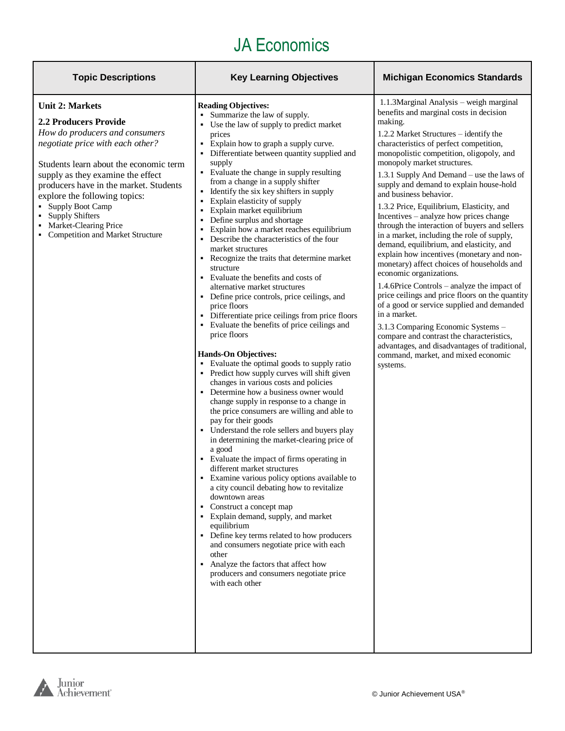# JA Economics

| Topic Descriptions | Key Learning Objectives | Michigan Economics Standards |
|---|---|---|
| **Unit 2: Markets**<br><br>**2.2 Producers Provide**<br>*How do producers and consumers negotiate price with each other?*<br><br>Students learn about the economic term supply as they examine the effect producers have in the market. Students explore the following topics:<br>▪ Supply Boot Camp<br>▪ Supply Shifters<br>▪ Market-Clearing Price<br>▪ Competition and Market Structure | **Reading Objectives:**<br>▪ Summarize the law of supply.<br>▪ Use the law of supply to predict market prices<br>▪ Explain how to graph a supply curve.<br>▪ Differentiate between quantity supplied and supply<br>▪ Evaluate the change in supply resulting from a change in a supply shifter<br>▪ Identify the six key shifters in supply<br>▪ Explain elasticity of supply<br>▪ Explain market equilibrium<br>▪ Define surplus and shortage<br>▪ Explain how a market reaches equilibrium<br>▪ Describe the characteristics of the four market structures<br>▪ Recognize the traits that determine market structure<br>▪ Evaluate the benefits and costs of alternative market structures<br>▪ Define price controls, price ceilings, and price floors<br>▪ Differentiate price ceilings from price floors<br>▪ Evaluate the benefits of price ceilings and price floors<br><br>**Hands-On Objectives:**<br>▪ Evaluate the optimal goods to supply ratio<br>▪ Predict how supply curves will shift given changes in various costs and policies<br>▪ Determine how a business owner would change supply in response to a change in the price consumers are willing and able to pay for their goods<br>▪ Understand the role sellers and buyers play in determining the market-clearing price of a good<br>▪ Evaluate the impact of firms operating in different market structures<br>▪ Examine various policy options available to a city council debating how to revitalize downtown areas<br>▪ Construct a concept map<br>▪ Explain demand, supply, and market equilibrium<br>▪ Define key terms related to how producers and consumers negotiate price with each other<br>▪ Analyze the factors that affect how producers and consumers negotiate price with each other | 1.1.3Marginal Analysis – weigh marginal benefits and marginal costs in decision making.<br><br>1.2.2 Market Structures – identify the characteristics of perfect competition, monopolistic competition, oligopoly, and monopoly market structures.<br><br>1.3.1 Supply And Demand – use the laws of supply and demand to explain house-hold and business behavior.<br><br>1.3.2 Price, Equilibrium, Elasticity, and Incentives – analyze how prices change through the interaction of buyers and sellers in a market, including the role of supply, demand, equilibrium, and elasticity, and explain how incentives (monetary and non-monetary) affect choices of households and economic organizations.<br><br>1.4.6Price Controls – analyze the impact of price ceilings and price floors on the quantity of a good or service supplied and demanded in a market.<br><br>3.1.3 Comparing Economic Systems – compare and contrast the characteristics, advantages, and disadvantages of traditional, command, market, and mixed economic systems. |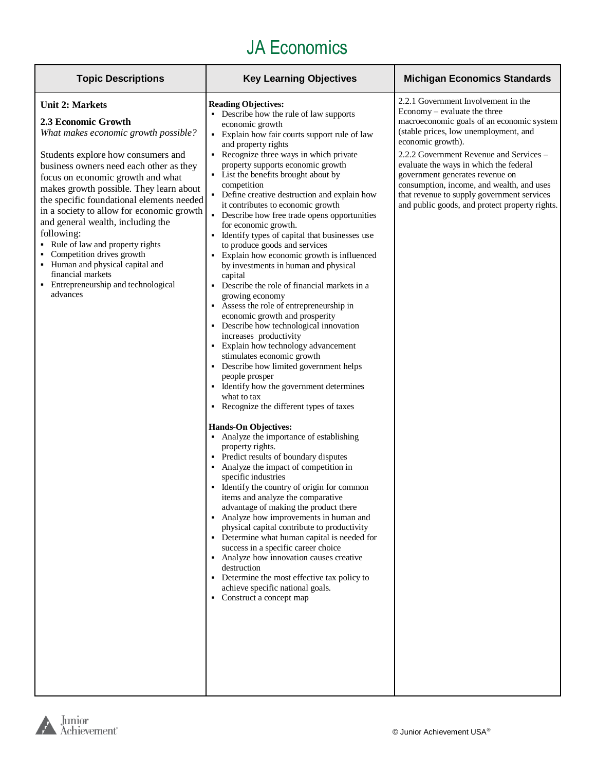# JA Economics

| Topic Descriptions | Key Learning Objectives | Michigan Economics Standards |
| --- | --- | --- |
| **Unit 2: Markets**<br><br>**2.3 Economic Growth**<br>*What makes economic growth possible?*<br><br>Students explore how consumers and business owners need each other as they focus on economic growth and what makes growth possible. They learn about the specific foundational elements needed in a society to allow for economic growth and general wealth, including the following:<br>▪ Rule of law and property rights<br>▪ Competition drives growth<br>▪ Human and physical capital and financial markets<br>▪ Entrepreneurship and technological advances | **Reading Objectives:**<br>▪ Describe how the rule of law supports economic growth<br>▪ Explain how fair courts support rule of law and property rights<br>▪ Recognize three ways in which private property supports economic growth<br>▪ List the benefits brought about by competition<br>▪ Define creative destruction and explain how it contributes to economic growth<br>▪ Describe how free trade opens opportunities for economic growth.<br>▪ Identify types of capital that businesses use to produce goods and services<br>▪ Explain how economic growth is influenced by investments in human and physical capital<br>▪ Describe the role of financial markets in a growing economy<br>▪ Assess the role of entrepreneurship in economic growth and prosperity<br>▪ Describe how technological innovation increases productivity<br>▪ Explain how technology advancement stimulates economic growth<br>▪ Describe how limited government helps people prosper<br>▪ Identify how the government determines what to tax<br>▪ Recognize the different types of taxes<br><br>**Hands-On Objectives:**<br>▪ Analyze the importance of establishing property rights.<br>▪ Predict results of boundary disputes<br>▪ Analyze the impact of competition in specific industries<br>▪ Identify the country of origin for common items and analyze the comparative advantage of making the product there<br>▪ Analyze how improvements in human and physical capital contribute to productivity<br>▪ Determine what human capital is needed for success in a specific career choice<br>▪ Analyze how innovation causes creative destruction<br>▪ Determine the most effective tax policy to achieve specific national goals.<br>▪ Construct a concept map | 2.2.1 Government Involvement in the Economy – evaluate the three macroeconomic goals of an economic system (stable prices, low unemployment, and economic growth).<br><br>2.2.2 Government Revenue and Services – evaluate the ways in which the federal government generates revenue on consumption, income, and wealth, and uses that revenue to supply government services and public goods, and protect property rights. |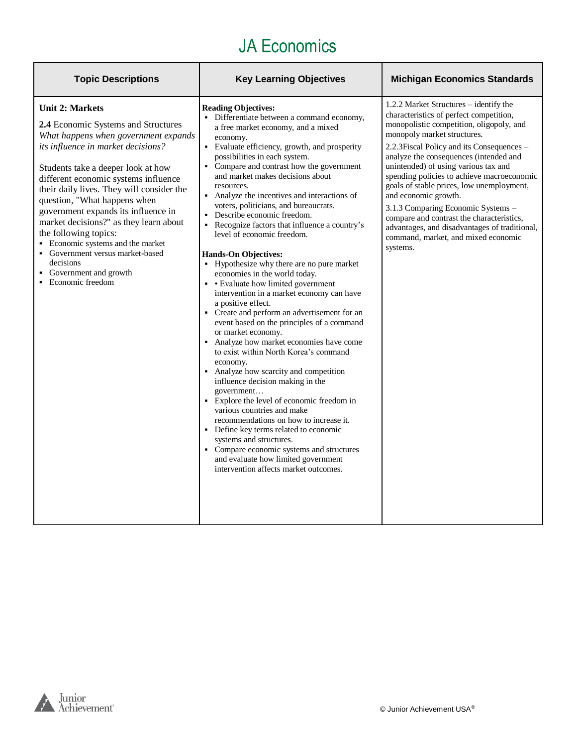# JA Economics

| Topic Descriptions | Key Learning Objectives | Michigan Economics Standards |
|---|---|---|
| **Unit 2: Markets**<br><br>**2.4** Economic Systems and Structures<br>*What happens when government expands its influence in market decisions?*<br><br>Students take a deeper look at how different economic systems influence their daily lives. They will consider the question, "What happens when government expands its influence in market decisions?" as they learn about the following topics:<br>▪ Economic systems and the market<br>▪ Government versus market-based decisions<br>▪ Government and growth<br>▪ Economic freedom | **Reading Objectives:**<br>▪ Differentiate between a command economy, a free market economy, and a mixed economy.<br>▪ Evaluate efficiency, growth, and prosperity possibilities in each system.<br>▪ Compare and contrast how the government and market makes decisions about resources.<br>▪ Analyze the incentives and interactions of voters, politicians, and bureaucrats.<br>▪ Describe economic freedom.<br>▪ Recognize factors that influence a country's level of economic freedom.<br><br>**Hands-On Objectives:**<br>▪ Hypothesize why there are no pure market economies in the world today.<br>▪ • Evaluate how limited government intervention in a market economy can have a positive effect.<br>▪ Create and perform an advertisement for an event based on the principles of a command or market economy.<br>▪ Analyze how market economies have come to exist within North Korea's command economy.<br>▪ Analyze how scarcity and competition influence decision making in the government…<br>▪ Explore the level of economic freedom in various countries and make recommendations on how to increase it.<br>▪ Define key terms related to economic systems and structures.<br>▪ Compare economic systems and structures and evaluate how limited government intervention affects market outcomes. | 1.2.2 Market Structures – identify the characteristics of perfect competition, monopolistic competition, oligopoly, and monopoly market structures.<br><br>2.2.3Fiscal Policy and its Consequences – analyze the consequences (intended and unintended) of using various tax and spending policies to achieve macroeconomic goals of stable prices, low unemployment, and economic growth.<br><br>3.1.3 Comparing Economic Systems – compare and contrast the characteristics, advantages, and disadvantages of traditional, command, market, and mixed economic systems. |

© Junior Achievement USA®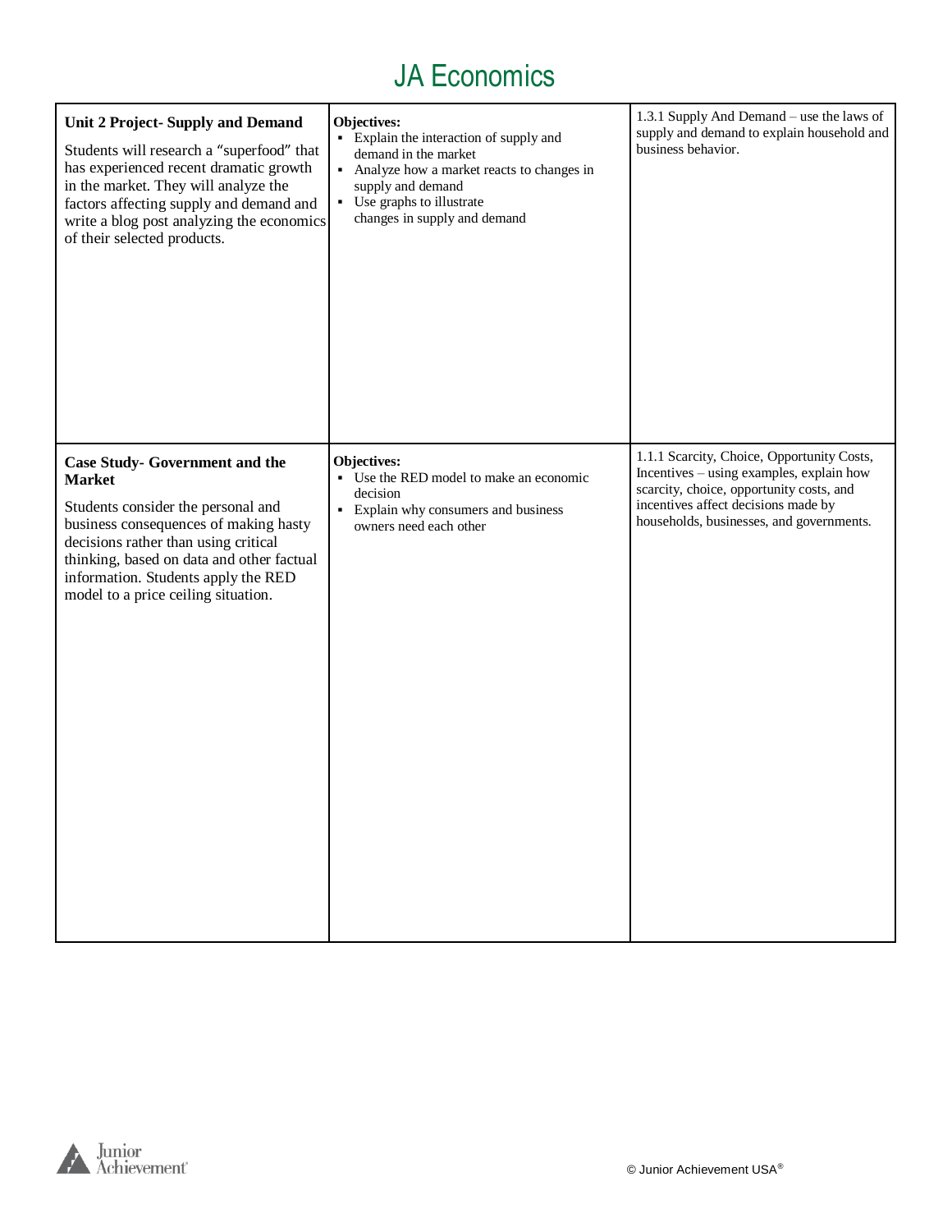# JA Economics

| | | |
|---|---|---|
| **Unit 2 Project- Supply and Demand**<br><br>Students will research a "superfood" that has experienced recent dramatic growth in the market. They will analyze the factors affecting supply and demand and write a blog post analyzing the economics of their selected products. | **Objectives:**<br>▪ Explain the interaction of supply and demand in the market<br>▪ Analyze how a market reacts to changes in supply and demand<br>▪ Use graphs to illustrate changes in supply and demand | 1.3.1 Supply And Demand – use the laws of supply and demand to explain household and business behavior. |
| **Case Study- Government and the Market**<br><br>Students consider the personal and business consequences of making hasty decisions rather than using critical thinking, based on data and other factual information. Students apply the RED model to a price ceiling situation. | **Objectives:**<br>▪ Use the RED model to make an economic decision<br>▪ Explain why consumers and business owners need each other | 1.1.1 Scarcity, Choice, Opportunity Costs, Incentives – using examples, explain how scarcity, choice, opportunity costs, and incentives affect decisions made by households, businesses, and governments. |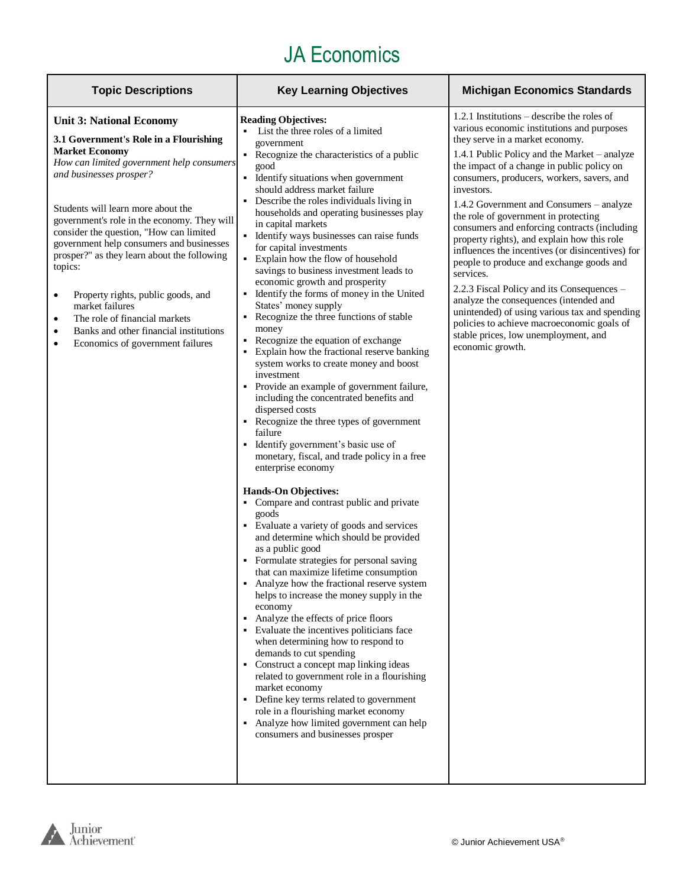# JA Economics

| Topic Descriptions | Key Learning Objectives | Michigan Economics Standards |
| --- | --- | --- |
| **Unit 3: National Economy**<br><br>**3.1 Government's Role in a Flourishing Market Economy**<br>*How can limited government help consumers and businesses prosper?*<br><br>Students will learn more about the government's role in the economy. They will consider the question, "How can limited government help consumers and businesses prosper?" as they learn about the following topics:<br><br>• Property rights, public goods, and market failures<br>• The role of financial markets<br>• Banks and other financial institutions<br>• Economics of government failures | **Reading Objectives:**<br>▪ List the three roles of a limited government<br>▪ Recognize the characteristics of a public good<br>▪ Identify situations when government should address market failure<br>▪ Describe the roles individuals living in households and operating businesses play in capital markets<br>▪ Identify ways businesses can raise funds for capital investments<br>▪ Explain how the flow of household savings to business investment leads to economic growth and prosperity<br>▪ Identify the forms of money in the United States' money supply<br>▪ Recognize the three functions of stable money<br>▪ Recognize the equation of exchange<br>▪ Explain how the fractional reserve banking system works to create money and boost investment<br>▪ Provide an example of government failure, including the concentrated benefits and dispersed costs<br>▪ Recognize the three types of government failure<br>▪ Identify government's basic use of monetary, fiscal, and trade policy in a free enterprise economy<br><br>**Hands-On Objectives:**<br>▪ Compare and contrast public and private goods<br>▪ Evaluate a variety of goods and services and determine which should be provided as a public good<br>▪ Formulate strategies for personal saving that can maximize lifetime consumption<br>▪ Analyze how the fractional reserve system helps to increase the money supply in the economy<br>▪ Analyze the effects of price floors<br>▪ Evaluate the incentives politicians face when determining how to respond to demands to cut spending<br>▪ Construct a concept map linking ideas related to government role in a flourishing market economy<br>▪ Define key terms related to government role in a flourishing market economy<br>▪ Analyze how limited government can help consumers and businesses prosper | 1.2.1 Institutions – describe the roles of various economic institutions and purposes they serve in a market economy.<br><br>1.4.1 Public Policy and the Market – analyze the impact of a change in public policy on consumers, producers, workers, savers, and investors.<br><br>1.4.2 Government and Consumers – analyze the role of government in protecting consumers and enforcing contracts (including property rights), and explain how this role influences the incentives (or disincentives) for people to produce and exchange goods and services.<br><br>2.2.3 Fiscal Policy and its Consequences – analyze the consequences (intended and unintended) of using various tax and spending policies to achieve macroeconomic goals of stable prices, low unemployment, and economic growth. |

© Junior Achievement USA®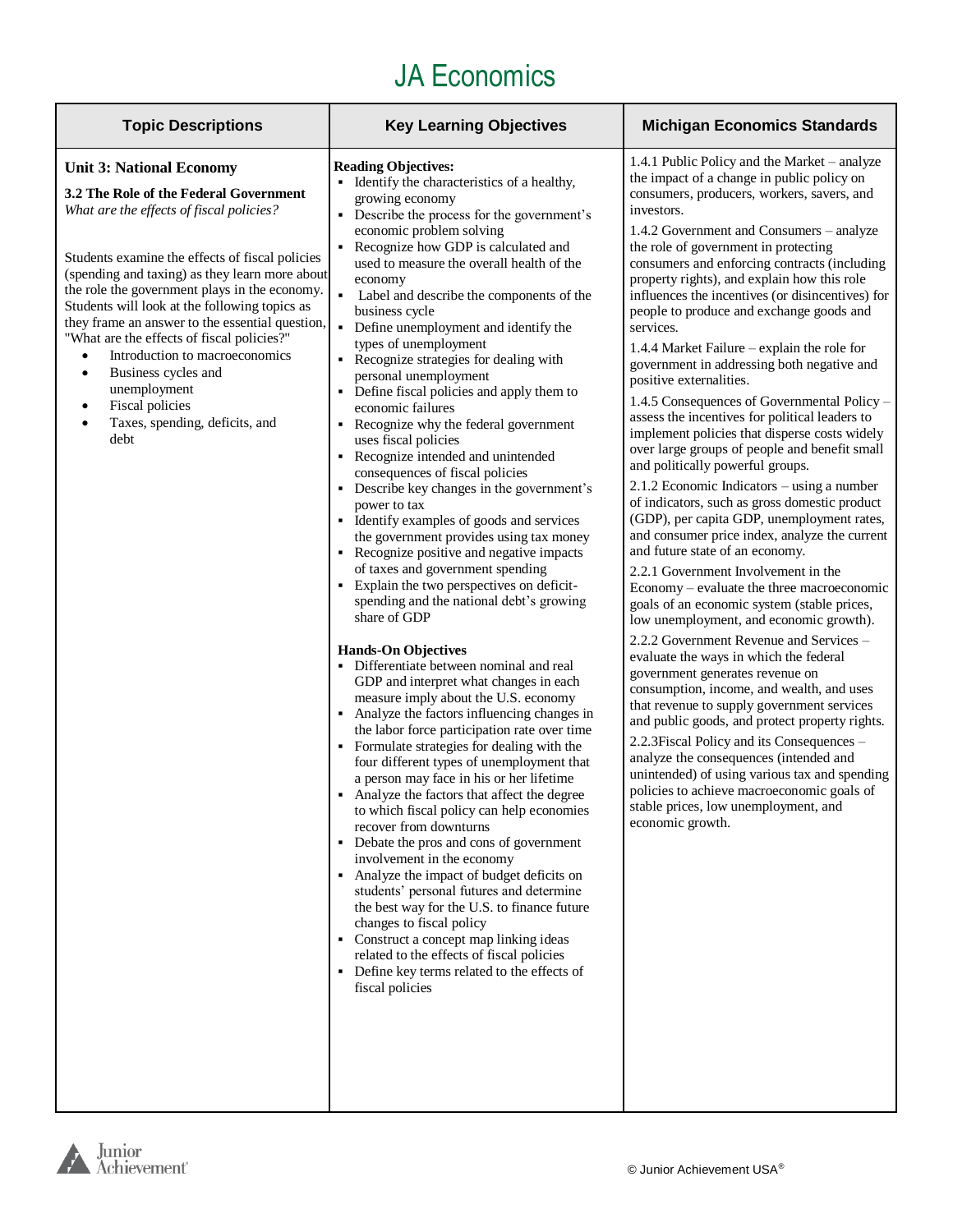# JA Economics

| Topic Descriptions | Key Learning Objectives | Michigan Economics Standards |
| --- | --- | --- |
| **Unit 3: National Economy**<br><br>**3.2 The Role of the Federal Government**<br>*What are the effects of fiscal policies?*<br><br>Students examine the effects of fiscal policies (spending and taxing) as they learn more about the role the government plays in the economy. Students will look at the following topics as they frame an answer to the essential question, "What are the effects of fiscal policies?"<br>• Introduction to macroeconomics<br>• Business cycles and unemployment<br>• Fiscal policies<br>• Taxes, spending, deficits, and debt | **Reading Objectives:**<br>▪ Identify the characteristics of a healthy, growing economy<br>▪ Describe the process for the government's economic problem solving<br>▪ Recognize how GDP is calculated and used to measure the overall health of the economy<br>▪ Label and describe the components of the business cycle<br>▪ Define unemployment and identify the types of unemployment<br>▪ Recognize strategies for dealing with personal unemployment<br>▪ Define fiscal policies and apply them to economic failures<br>▪ Recognize why the federal government uses fiscal policies<br>▪ Recognize intended and unintended consequences of fiscal policies<br>▪ Describe key changes in the government's power to tax<br>▪ Identify examples of goods and services the government provides using tax money<br>▪ Recognize positive and negative impacts of taxes and government spending<br>▪ Explain the two perspectives on deficit-spending and the national debt's growing share of GDP<br><br>**Hands-On Objectives**<br>▪ Differentiate between nominal and real GDP and interpret what changes in each measure imply about the U.S. economy<br>▪ Analyze the factors influencing changes in the labor force participation rate over time<br>▪ Formulate strategies for dealing with the four different types of unemployment that a person may face in his or her lifetime<br>▪ Analyze the factors that affect the degree to which fiscal policy can help economies recover from downturns<br>▪ Debate the pros and cons of government involvement in the economy<br>▪ Analyze the impact of budget deficits on students' personal futures and determine the best way for the U.S. to finance future changes to fiscal policy<br>▪ Construct a concept map linking ideas related to the effects of fiscal policies<br>▪ Define key terms related to the effects of fiscal policies | 1.4.1 Public Policy and the Market – analyze the impact of a change in public policy on consumers, producers, workers, savers, and investors.<br><br>1.4.2 Government and Consumers – analyze the role of government in protecting consumers and enforcing contracts (including property rights), and explain how this role influences the incentives (or disincentives) for people to produce and exchange goods and services.<br><br>1.4.4 Market Failure – explain the role for government in addressing both negative and positive externalities.<br><br>1.4.5 Consequences of Governmental Policy – assess the incentives for political leaders to implement policies that disperse costs widely over large groups of people and benefit small and politically powerful groups.<br><br>2.1.2 Economic Indicators – using a number of indicators, such as gross domestic product (GDP), per capita GDP, unemployment rates, and consumer price index, analyze the current and future state of an economy.<br><br>2.2.1 Government Involvement in the Economy – evaluate the three macroeconomic goals of an economic system (stable prices, low unemployment, and economic growth).<br><br>2.2.2 Government Revenue and Services – evaluate the ways in which the federal government generates revenue on consumption, income, and wealth, and uses that revenue to supply government services and public goods, and protect property rights.<br><br>2.2.3Fiscal Policy and its Consequences – analyze the consequences (intended and unintended) of using various tax and spending policies to achieve macroeconomic goals of stable prices, low unemployment, and economic growth. |

© Junior Achievement USA®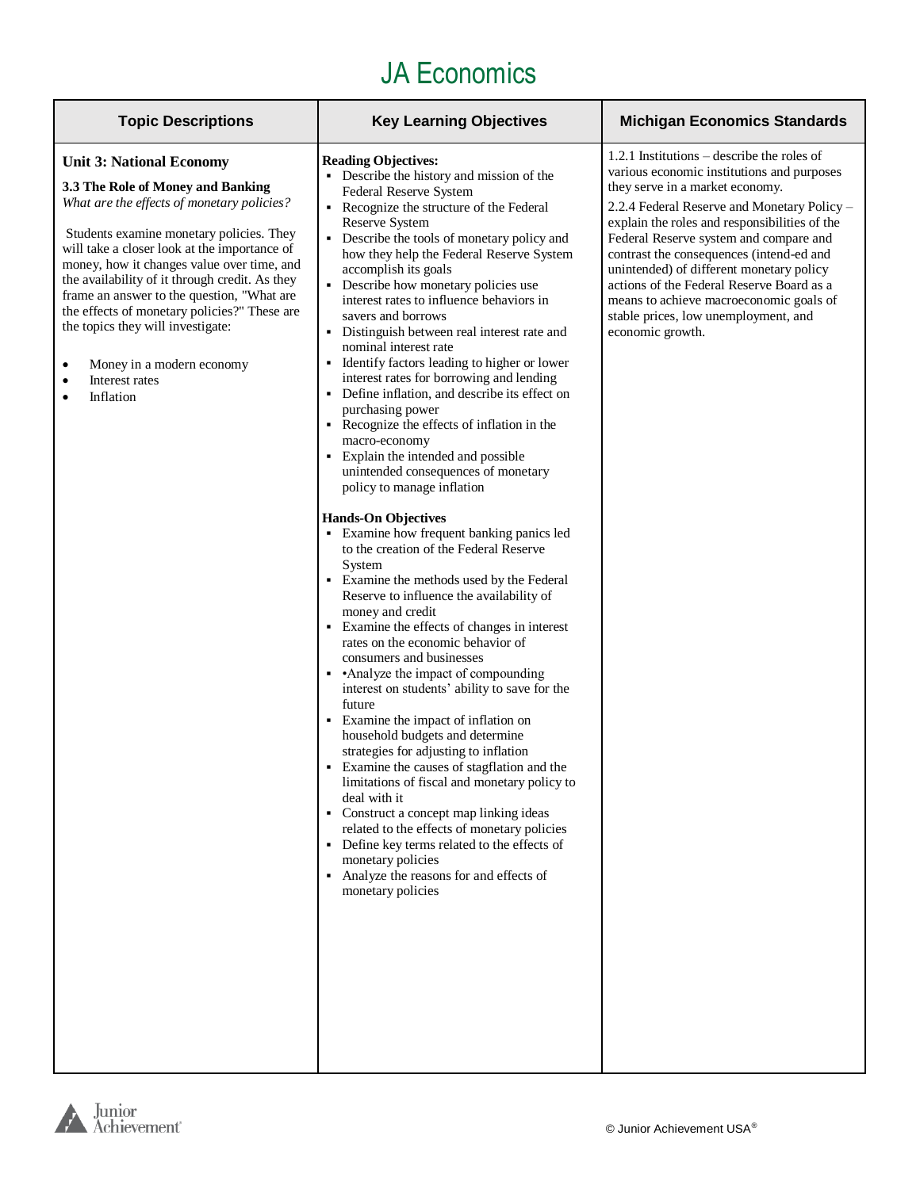# JA Economics

| Topic Descriptions | Key Learning Objectives | Michigan Economics Standards |
|---|---|---|
| **Unit 3: National Economy**<br><br>**3.3 The Role of Money and Banking**<br>*What are the effects of monetary policies?*<br><br>Students examine monetary policies. They will take a closer look at the importance of money, how it changes value over time, and the availability of it through credit. As they frame an answer to the question, "What are the effects of monetary policies?" These are the topics they will investigate:<br><br>• Money in a modern economy<br>• Interest rates<br>• Inflation | **Reading Objectives:**<br>▪ Describe the history and mission of the Federal Reserve System<br>▪ Recognize the structure of the Federal Reserve System<br>▪ Describe the tools of monetary policy and how they help the Federal Reserve System accomplish its goals<br>▪ Describe how monetary policies use interest rates to influence behaviors in savers and borrows<br>▪ Distinguish between real interest rate and nominal interest rate<br>▪ Identify factors leading to higher or lower interest rates for borrowing and lending<br>▪ Define inflation, and describe its effect on purchasing power<br>▪ Recognize the effects of inflation in the macro-economy<br>▪ Explain the intended and possible unintended consequences of monetary policy to manage inflation<br><br>**Hands-On Objectives**<br>▪ Examine how frequent banking panics led to the creation of the Federal Reserve System<br>▪ Examine the methods used by the Federal Reserve to influence the availability of money and credit<br>▪ Examine the effects of changes in interest rates on the economic behavior of consumers and businesses<br>▪ •Analyze the impact of compounding interest on students' ability to save for the future<br>▪ Examine the impact of inflation on household budgets and determine strategies for adjusting to inflation<br>▪ Examine the causes of stagflation and the limitations of fiscal and monetary policy to deal with it<br>▪ Construct a concept map linking ideas related to the effects of monetary policies<br>▪ Define key terms related to the effects of monetary policies<br>▪ Analyze the reasons for and effects of monetary policies | 1.2.1 Institutions – describe the roles of various economic institutions and purposes they serve in a market economy.<br><br>2.2.4 Federal Reserve and Monetary Policy – explain the roles and responsibilities of the Federal Reserve system and compare and contrast the consequences (intend-ed and unintended) of different monetary policy actions of the Federal Reserve Board as a means to achieve macroeconomic goals of stable prices, low unemployment, and economic growth. |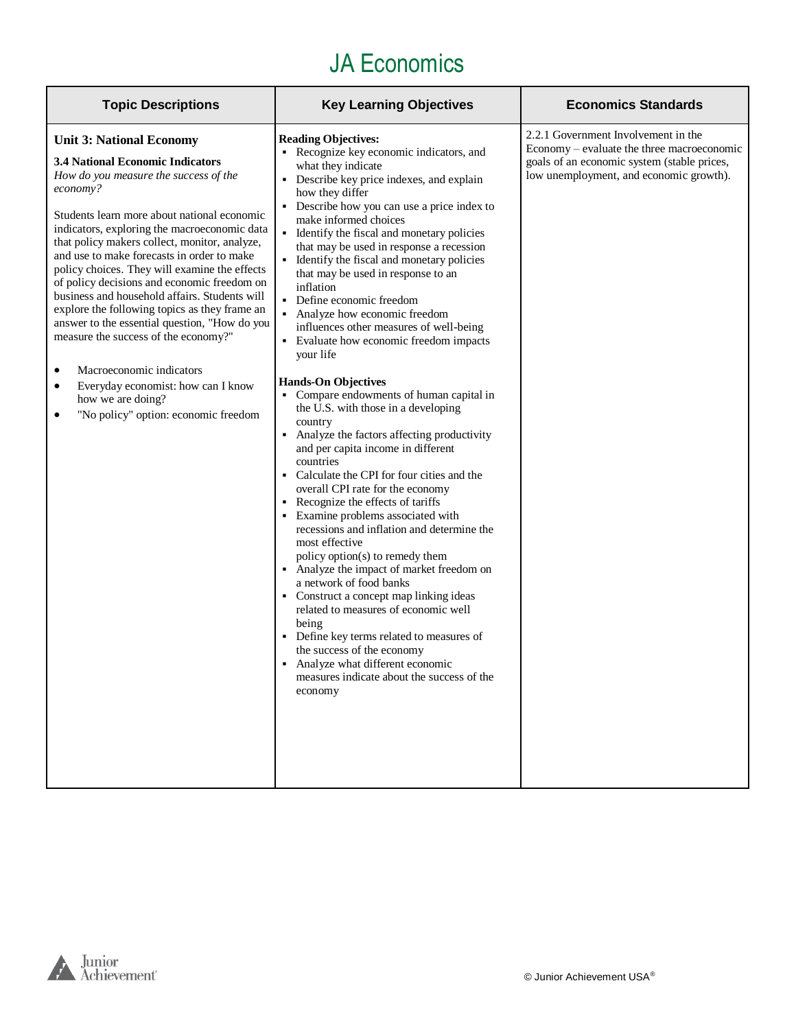# JA Economics

| Topic Descriptions | Key Learning Objectives | Economics Standards |
|---|---|---|
| **Unit 3: National Economy**<br><br>**3.4 National Economic Indicators**<br>*How do you measure the success of the economy?*<br><br>Students learn more about national economic indicators, exploring the macroeconomic data that policy makers collect, monitor, analyze, and use to make forecasts in order to make policy choices. They will examine the effects of policy decisions and economic freedom on business and household affairs. Students will explore the following topics as they frame an answer to the essential question, "How do you measure the success of the economy?"<br><br>• Macroeconomic indicators<br>• Everyday economist: how can I know how we are doing?<br>• "No policy" option: economic freedom | **Reading Objectives:**<br>▪ Recognize key economic indicators, and what they indicate<br>▪ Describe key price indexes, and explain how they differ<br>▪ Describe how you can use a price index to make informed choices<br>▪ Identify the fiscal and monetary policies that may be used in response a recession<br>▪ Identify the fiscal and monetary policies that may be used in response to an inflation<br>▪ Define economic freedom<br>▪ Analyze how economic freedom influences other measures of well-being<br>▪ Evaluate how economic freedom impacts your life<br><br>**Hands-On Objectives**<br>▪ Compare endowments of human capital in the U.S. with those in a developing country<br>▪ Analyze the factors affecting productivity and per capita income in different countries<br>▪ Calculate the CPI for four cities and the overall CPI rate for the economy<br>▪ Recognize the effects of tariffs<br>▪ Examine problems associated with recessions and inflation and determine the most effective policy option(s) to remedy them<br>▪ Analyze the impact of market freedom on a network of food banks<br>▪ Construct a concept map linking ideas related to measures of economic well being<br>▪ Define key terms related to measures of the success of the economy<br>▪ Analyze what different economic measures indicate about the success of the economy | 2.2.1 Government Involvement in the Economy – evaluate the three macroeconomic goals of an economic system (stable prices, low unemployment, and economic growth). |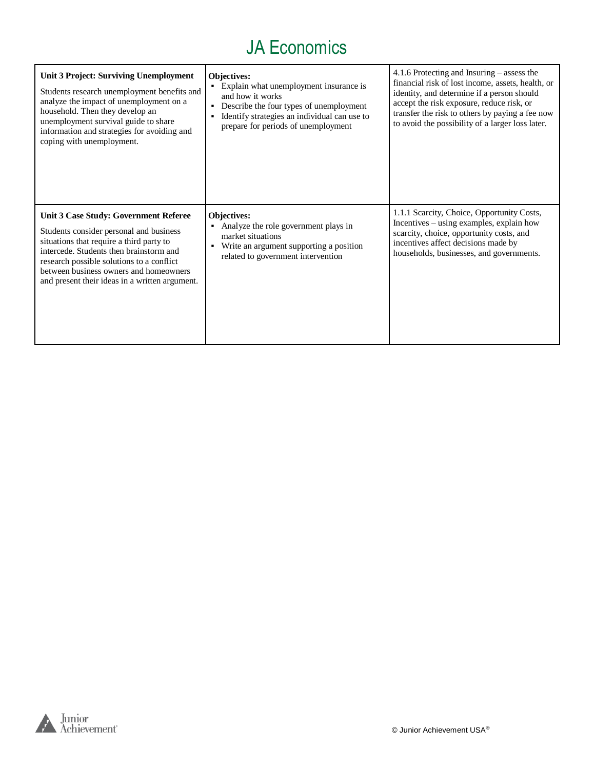# JA Economics

| | | |
|---|---|---|
| **Unit 3 Project: Surviving Unemployment**<br><br>Students research unemployment benefits and analyze the impact of unemployment on a household. Then they develop an unemployment survival guide to share information and strategies for avoiding and coping with unemployment. | **Objectives:**<br>▪ Explain what unemployment insurance is and how it works<br>▪ Describe the four types of unemployment<br>▪ Identify strategies an individual can use to prepare for periods of unemployment | 4.1.6 Protecting and Insuring – assess the financial risk of lost income, assets, health, or identity, and determine if a person should accept the risk exposure, reduce risk, or transfer the risk to others by paying a fee now to avoid the possibility of a larger loss later. |
| **Unit 3 Case Study: Government Referee**<br><br>Students consider personal and business situations that require a third party to intercede. Students then brainstorm and research possible solutions to a conflict between business owners and homeowners and present their ideas in a written argument. | **Objectives:**<br>▪ Analyze the role government plays in market situations<br>▪ Write an argument supporting a position related to government intervention | 1.1.1 Scarcity, Choice, Opportunity Costs, Incentives – using examples, explain how scarcity, choice, opportunity costs, and incentives affect decisions made by households, businesses, and governments. |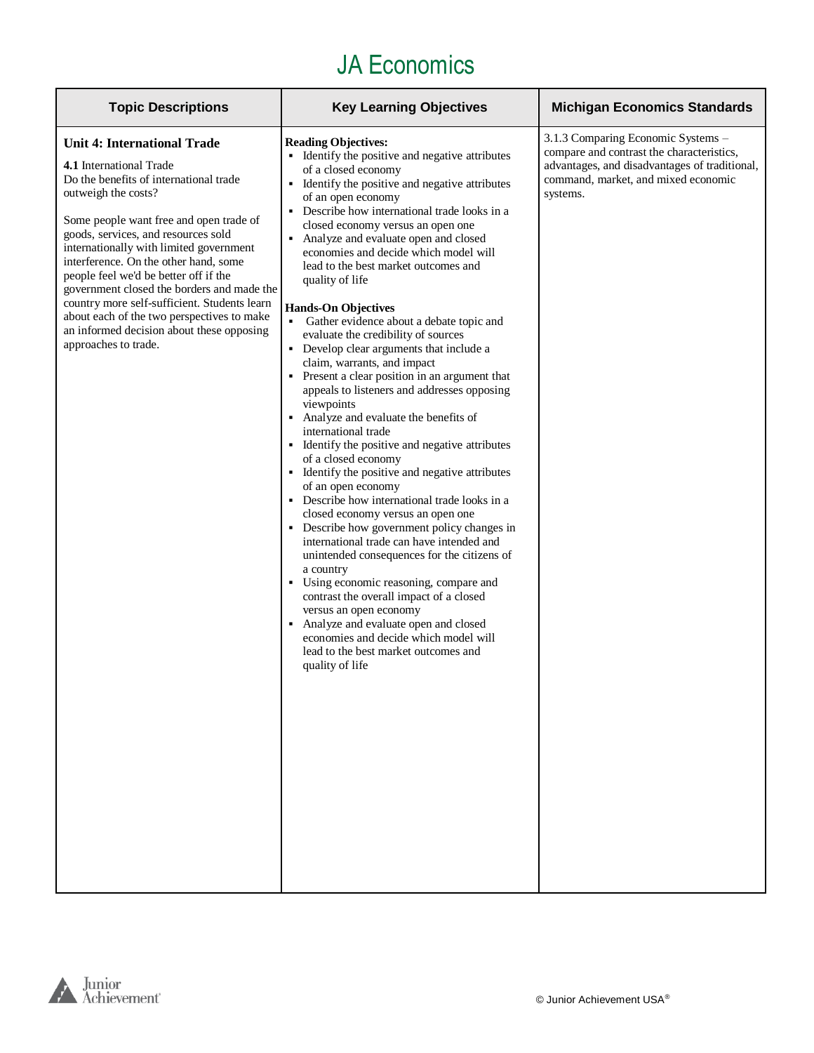# JA Economics

| Topic Descriptions | Key Learning Objectives | Michigan Economics Standards |
|---|---|---|
| **Unit 4: International Trade**<br><br>**4.1** International Trade<br>Do the benefits of international trade outweigh the costs?<br><br>Some people want free and open trade of goods, services, and resources sold internationally with limited government interference. On the other hand, some people feel we'd be better off if the government closed the borders and made the country more self-sufficient. Students learn about each of the two perspectives to make an informed decision about these opposing approaches to trade. | **Reading Objectives:**<br>▪ Identify the positive and negative attributes of a closed economy<br>▪ Identify the positive and negative attributes of an open economy<br>▪ Describe how international trade looks in a closed economy versus an open one<br>▪ Analyze and evaluate open and closed economies and decide which model will lead to the best market outcomes and quality of life<br><br>**Hands-On Objectives**<br>▪ Gather evidence about a debate topic and evaluate the credibility of sources<br>▪ Develop clear arguments that include a claim, warrants, and impact<br>▪ Present a clear position in an argument that appeals to listeners and addresses opposing viewpoints<br>▪ Analyze and evaluate the benefits of international trade<br>▪ Identify the positive and negative attributes of a closed economy<br>▪ Identify the positive and negative attributes of an open economy<br>▪ Describe how international trade looks in a closed economy versus an open one<br>▪ Describe how government policy changes in international trade can have intended and unintended consequences for the citizens of a country<br>▪ Using economic reasoning, compare and contrast the overall impact of a closed versus an open economy<br>▪ Analyze and evaluate open and closed economies and decide which model will lead to the best market outcomes and quality of life | 3.1.3 Comparing Economic Systems – compare and contrast the characteristics, advantages, and disadvantages of traditional, command, market, and mixed economic systems. |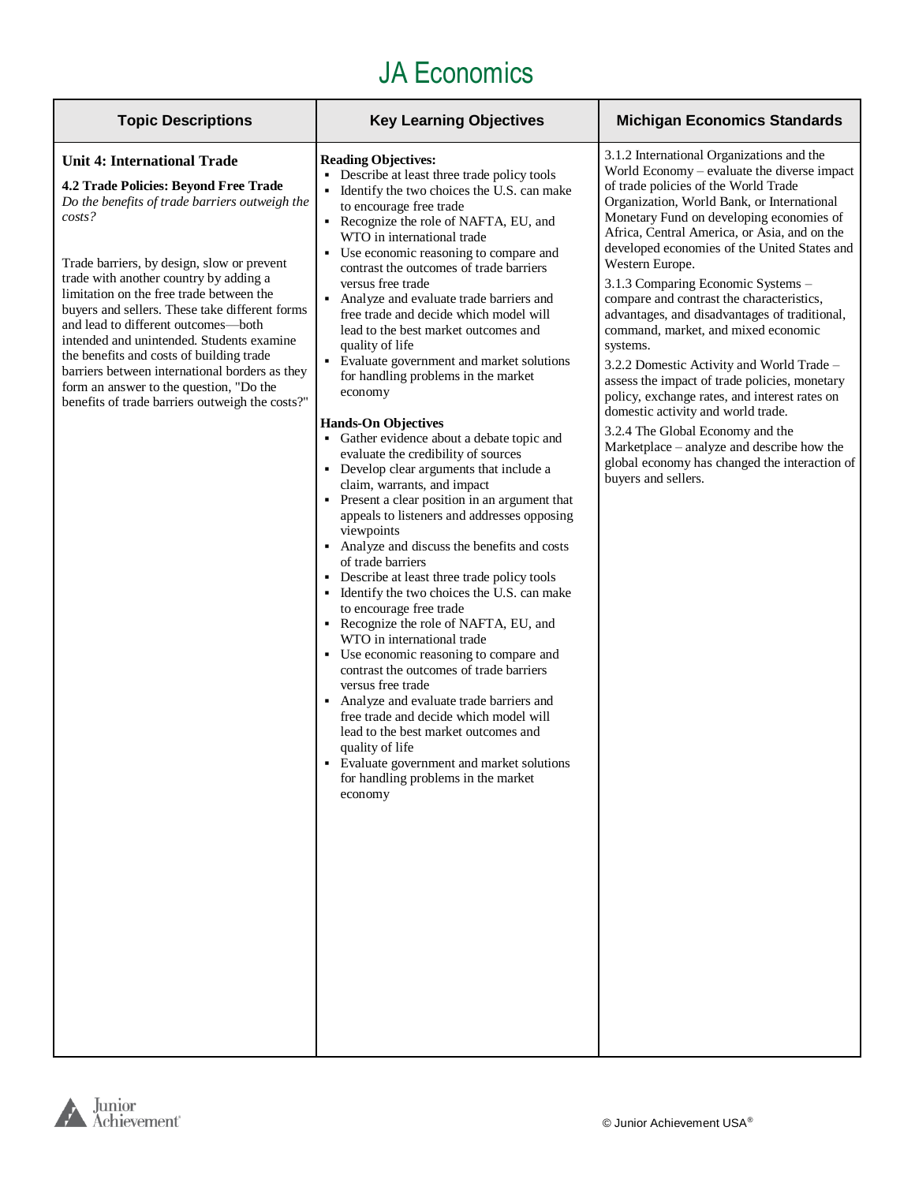# JA Economics

| Topic Descriptions | Key Learning Objectives | Michigan Economics Standards |
|---|---|---|
| **Unit 4: International Trade**<br><br>**4.2 Trade Policies: Beyond Free Trade**<br>*Do the benefits of trade barriers outweigh the costs?*<br><br>Trade barriers, by design, slow or prevent trade with another country by adding a limitation on the free trade between the buyers and sellers. These take different forms and lead to different outcomes—both intended and unintended. Students examine the benefits and costs of building trade barriers between international borders as they form an answer to the question, "Do the benefits of trade barriers outweigh the costs?" | **Reading Objectives:**<br>▪ Describe at least three trade policy tools<br>▪ Identify the two choices the U.S. can make to encourage free trade<br>▪ Recognize the role of NAFTA, EU, and WTO in international trade<br>▪ Use economic reasoning to compare and contrast the outcomes of trade barriers versus free trade<br>▪ Analyze and evaluate trade barriers and free trade and decide which model will lead to the best market outcomes and quality of life<br>▪ Evaluate government and market solutions for handling problems in the market economy<br><br>**Hands-On Objectives**<br>▪ Gather evidence about a debate topic and evaluate the credibility of sources<br>▪ Develop clear arguments that include a claim, warrants, and impact<br>▪ Present a clear position in an argument that appeals to listeners and addresses opposing viewpoints<br>▪ Analyze and discuss the benefits and costs of trade barriers<br>▪ Describe at least three trade policy tools<br>▪ Identify the two choices the U.S. can make to encourage free trade<br>▪ Recognize the role of NAFTA, EU, and WTO in international trade<br>▪ Use economic reasoning to compare and contrast the outcomes of trade barriers versus free trade<br>▪ Analyze and evaluate trade barriers and free trade and decide which model will lead to the best market outcomes and quality of life<br>▪ Evaluate government and market solutions for handling problems in the market economy | 3.1.2 International Organizations and the World Economy – evaluate the diverse impact of trade policies of the World Trade Organization, World Bank, or International Monetary Fund on developing economies of Africa, Central America, or Asia, and on the developed economies of the United States and Western Europe.<br><br>3.1.3 Comparing Economic Systems – compare and contrast the characteristics, advantages, and disadvantages of traditional, command, market, and mixed economic systems.<br><br>3.2.2 Domestic Activity and World Trade – assess the impact of trade policies, monetary policy, exchange rates, and interest rates on domestic activity and world trade.<br><br>3.2.4 The Global Economy and the Marketplace – analyze and describe how the global economy has changed the interaction of buyers and sellers. |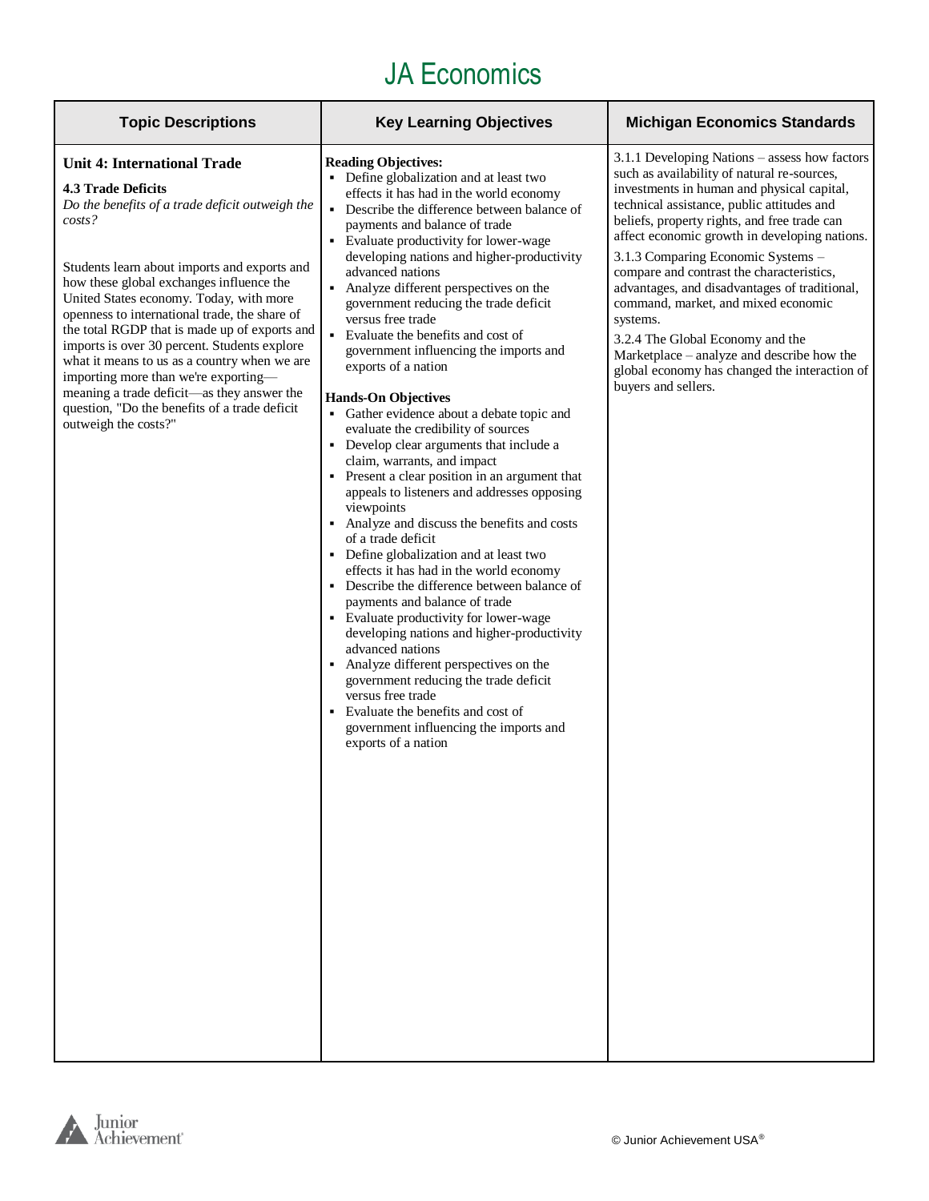# JA Economics

| Topic Descriptions | Key Learning Objectives | Michigan Economics Standards |
| --- | --- | --- |
| **Unit 4: International Trade**<br><br>**4.3 Trade Deficits**<br>*Do the benefits of a trade deficit outweigh the costs?*<br><br>Students learn about imports and exports and how these global exchanges influence the United States economy. Today, with more openness to international trade, the share of the total RGDP that is made up of exports and imports is over 30 percent. Students explore what it means to us as a country when we are importing more than we're exporting—meaning a trade deficit—as they answer the question, "Do the benefits of a trade deficit outweigh the costs?" | **Reading Objectives:**<br>▪ Define globalization and at least two effects it has had in the world economy<br>▪ Describe the difference between balance of payments and balance of trade<br>▪ Evaluate productivity for lower-wage developing nations and higher-productivity advanced nations<br>▪ Analyze different perspectives on the government reducing the trade deficit versus free trade<br>▪ Evaluate the benefits and cost of government influencing the imports and exports of a nation<br><br>**Hands-On Objectives**<br>▪ Gather evidence about a debate topic and evaluate the credibility of sources<br>▪ Develop clear arguments that include a claim, warrants, and impact<br>▪ Present a clear position in an argument that appeals to listeners and addresses opposing viewpoints<br>▪ Analyze and discuss the benefits and costs of a trade deficit<br>▪ Define globalization and at least two effects it has had in the world economy<br>▪ Describe the difference between balance of payments and balance of trade<br>▪ Evaluate productivity for lower-wage developing nations and higher-productivity advanced nations<br>▪ Analyze different perspectives on the government reducing the trade deficit versus free trade<br>▪ Evaluate the benefits and cost of government influencing the imports and exports of a nation | 3.1.1 Developing Nations – assess how factors such as availability of natural re-sources, investments in human and physical capital, technical assistance, public attitudes and beliefs, property rights, and free trade can affect economic growth in developing nations.<br><br>3.1.3 Comparing Economic Systems – compare and contrast the characteristics, advantages, and disadvantages of traditional, command, market, and mixed economic systems.<br><br>3.2.4 The Global Economy and the Marketplace – analyze and describe how the global economy has changed the interaction of buyers and sellers. |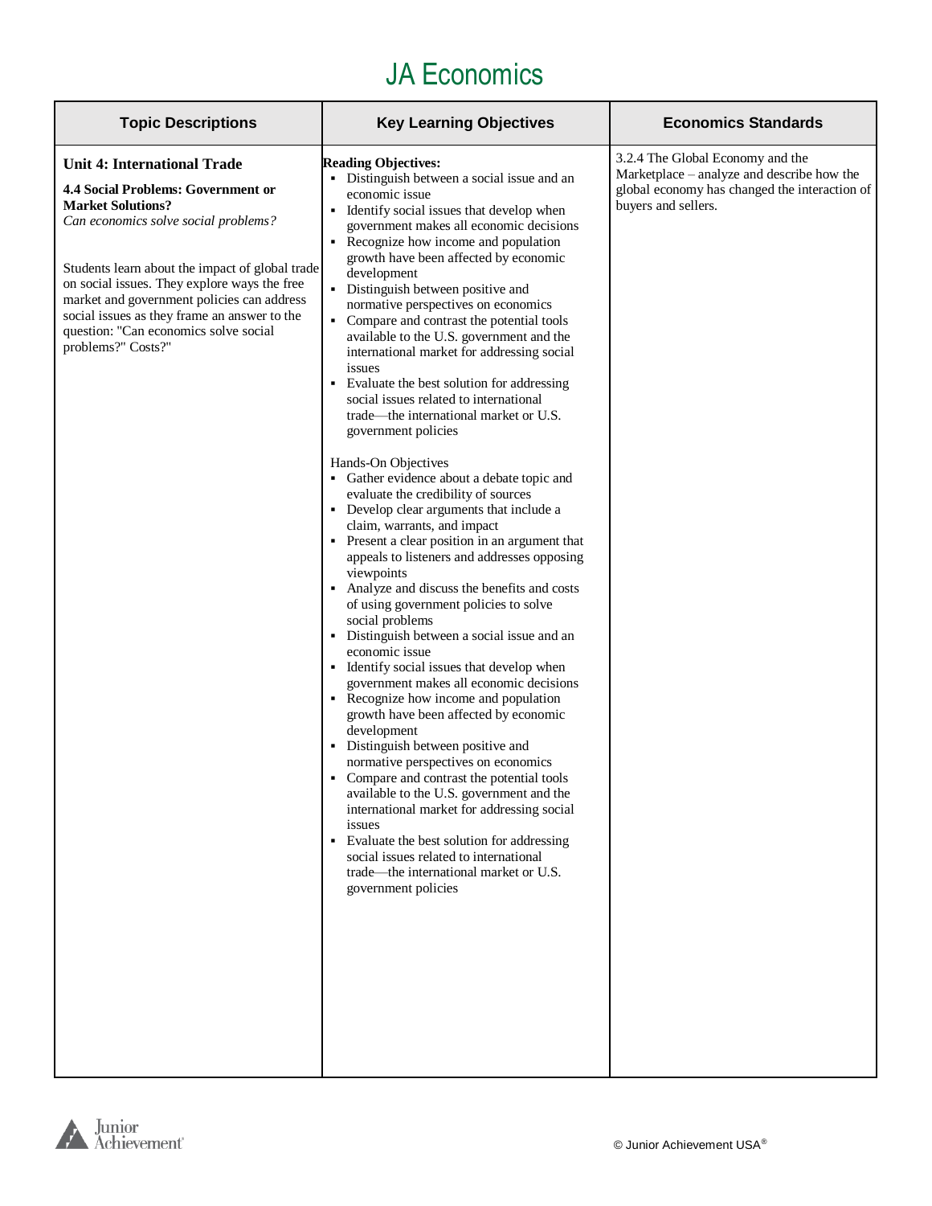# JA Economics

| Topic Descriptions | Key Learning Objectives | Economics Standards |
|---|---|---|
| **Unit 4: International Trade**<br><br>**4.4 Social Problems: Government or Market Solutions?**<br>*Can economics solve social problems?*<br><br>Students learn about the impact of global trade on social issues. They explore ways the free market and government policies can address social issues as they frame an answer to the question: "Can economics solve social problems?" Costs?" | **Reading Objectives:**<br>▪ Distinguish between a social issue and an economic issue<br>▪ Identify social issues that develop when government makes all economic decisions<br>▪ Recognize how income and population growth have been affected by economic development<br>▪ Distinguish between positive and normative perspectives on economics<br>▪ Compare and contrast the potential tools available to the U.S. government and the international market for addressing social issues<br>▪ Evaluate the best solution for addressing social issues related to international trade—the international market or U.S. government policies<br><br>Hands-On Objectives<br>▪ Gather evidence about a debate topic and evaluate the credibility of sources<br>▪ Develop clear arguments that include a claim, warrants, and impact<br>▪ Present a clear position in an argument that appeals to listeners and addresses opposing viewpoints<br>▪ Analyze and discuss the benefits and costs of using government policies to solve social problems<br>▪ Distinguish between a social issue and an economic issue<br>▪ Identify social issues that develop when government makes all economic decisions<br>▪ Recognize how income and population growth have been affected by economic development<br>▪ Distinguish between positive and normative perspectives on economics<br>▪ Compare and contrast the potential tools available to the U.S. government and the international market for addressing social issues<br>▪ Evaluate the best solution for addressing social issues related to international trade—the international market or U.S. government policies | 3.2.4 The Global Economy and the Marketplace – analyze and describe how the global economy has changed the interaction of buyers and sellers. |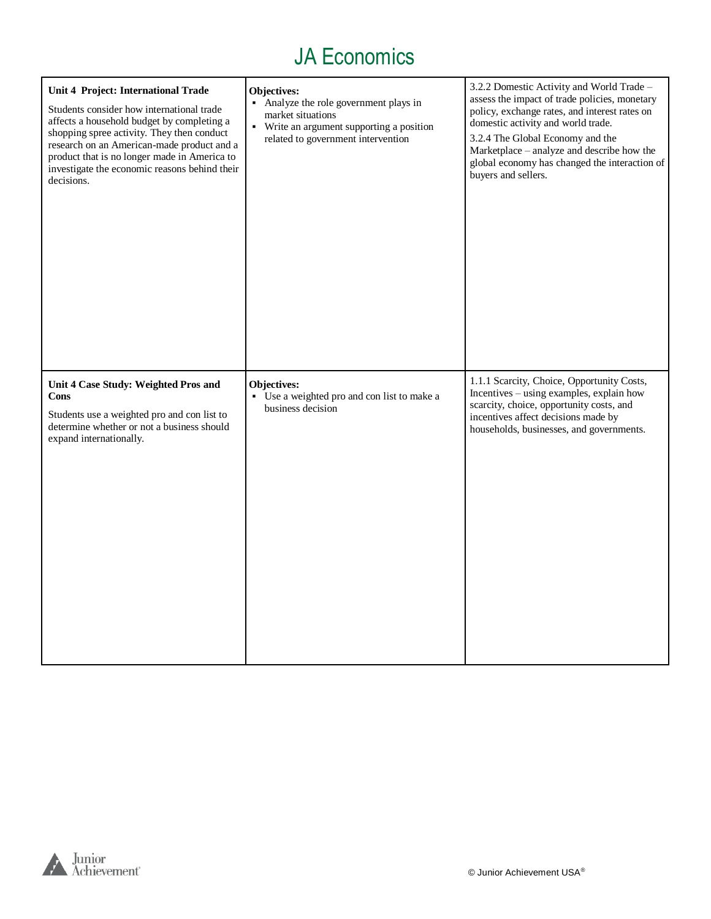# JA Economics

| | | |
|---|---|---|
| **Unit 4 Project: International Trade**<br><br>Students consider how international trade affects a household budget by completing a shopping spree activity. They then conduct research on an American-made product and a product that is no longer made in America to investigate the economic reasons behind their decisions. | **Objectives:**<br>▪ Analyze the role government plays in market situations<br>▪ Write an argument supporting a position related to government intervention | 3.2.2 Domestic Activity and World Trade – assess the impact of trade policies, monetary policy, exchange rates, and interest rates on domestic activity and world trade.<br>3.2.4 The Global Economy and the Marketplace – analyze and describe how the global economy has changed the interaction of buyers and sellers. |
| **Unit 4 Case Study: Weighted Pros and Cons**<br><br>Students use a weighted pro and con list to determine whether or not a business should expand internationally. | **Objectives:**<br>▪ Use a weighted pro and con list to make a business decision | 1.1.1 Scarcity, Choice, Opportunity Costs, Incentives – using examples, explain how scarcity, choice, opportunity costs, and incentives affect decisions made by households, businesses, and governments. |

© Junior Achievement USA®